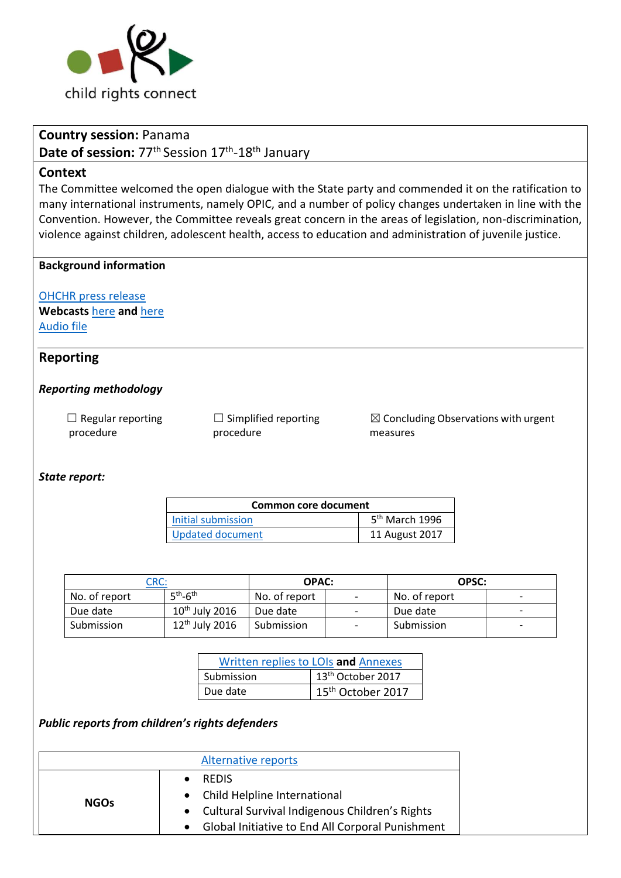child rights connect

**Country session:** Panama
**Date of session:** 77th Session 17th-18th January

## Context

The Committee welcomed the open dialogue with the State party and commended it on the ratification to many international instruments, namely OPIC, and a number of policy changes undertaken in line with the Convention. However, the Committee reveals great concern in the areas of legislation, non-discrimination, violence against children, adolescent health, access to education and administration of juvenile justice.

**Background information**

OHCHR press release
**Webcasts** here **and** here
Audio file

## Reporting

### *Reporting methodology*

☐ Regular reporting procedure ☐ Simplified reporting procedure ☒ Concluding Observations with urgent measures

### *State report:*

| Common core document | |
|---|---|
| Initial submission | 5th March 1996 |
| Updated document | 11 August 2017 |

| CRC: | | OPAC: | | OPSC: | |
|---|---|---|---|---|---|
| No. of report | 5th-6th | No. of report | - | No. of report | - |
| Due date | 10th July 2016 | Due date | - | Due date | - |
| Submission | 12th July 2016 | Submission | - | Submission | - |

| Written replies to LOIs and Annexes | |
|---|---|
| Submission | 13th October 2017 |
| Due date | 15th October 2017 |

### *Public reports from children's rights defenders*

| Alternative reports | |
|---|---|
| **NGOs** | • REDIS<br>• Child Helpline International<br>• Cultural Survival Indigenous Children's Rights<br>• Global Initiative to End All Corporal Punishment |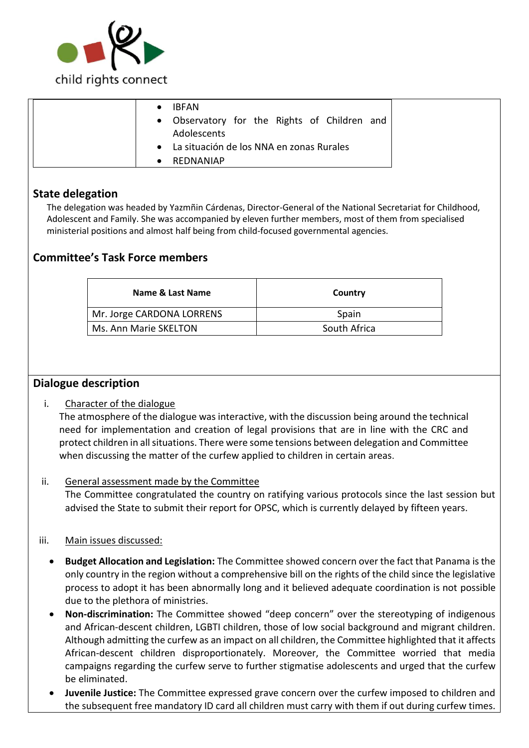| | • IBFAN<br>• Observatory for the Rights of Children and Adolescents<br>• La situación de los NNA en zonas Rurales<br>• REDNANIAP |
|---|---|

## State delegation

The delegation was headed by Yazmñin Cárdenas, Director-General of the National Secretariat for Childhood, Adolescent and Family. She was accompanied by eleven further members, most of them from specialised ministerial positions and almost half being from child-focused governmental agencies.

## Committee's Task Force members

| Name & Last Name | Country |
|---|---|
| Mr. Jorge CARDONA LORRENS | Spain |
| Ms. Ann Marie SKELTON | South Africa |

## Dialogue description

i. Character of the dialogue

The atmosphere of the dialogue was interactive, with the discussion being around the technical need for implementation and creation of legal provisions that are in line with the CRC and protect children in all situations. There were some tensions between delegation and Committee when discussing the matter of the curfew applied to children in certain areas.

ii. General assessment made by the Committee

The Committee congratulated the country on ratifying various protocols since the last session but advised the State to submit their report for OPSC, which is currently delayed by fifteen years.

iii. Main issues discussed:

- **Budget Allocation and Legislation:** The Committee showed concern over the fact that Panama is the only country in the region without a comprehensive bill on the rights of the child since the legislative process to adopt it has been abnormally long and it believed adequate coordination is not possible due to the plethora of ministries.
- **Non-discrimination:** The Committee showed "deep concern" over the stereotyping of indigenous and African-descent children, LGBTI children, those of low social background and migrant children. Although admitting the curfew as an impact on all children, the Committee highlighted that it affects African-descent children disproportionately. Moreover, the Committee worried that media campaigns regarding the curfew serve to further stigmatise adolescents and urged that the curfew be eliminated.
- **Juvenile Justice:** The Committee expressed grave concern over the curfew imposed to children and the subsequent free mandatory ID card all children must carry with them if out during curfew times.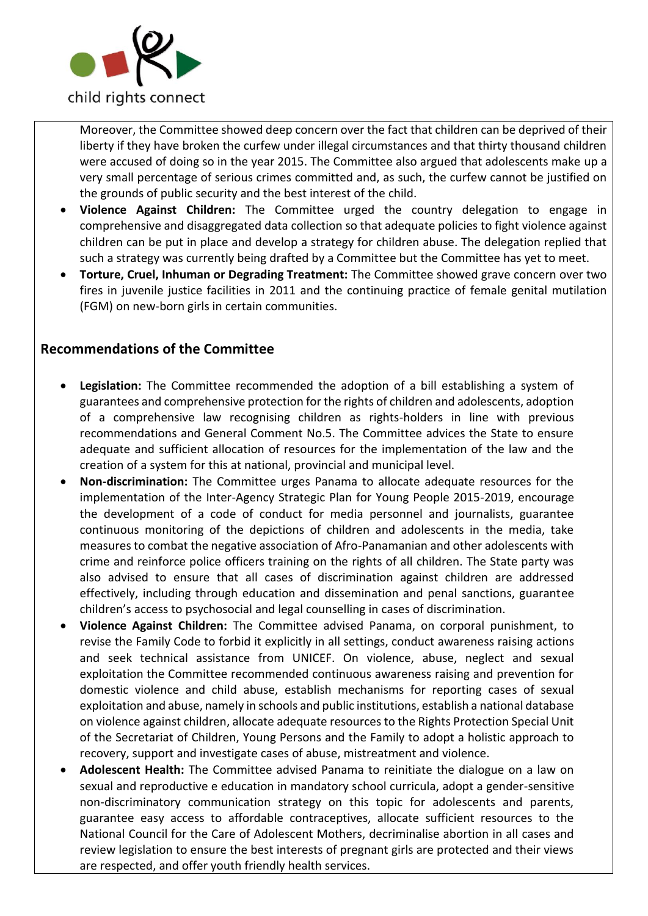Moreover, the Committee showed deep concern over the fact that children can be deprived of their liberty if they have broken the curfew under illegal circumstances and that thirty thousand children were accused of doing so in the year 2015. The Committee also argued that adolescents make up a very small percentage of serious crimes committed and, as such, the curfew cannot be justified on the grounds of public security and the best interest of the child.

- **Violence Against Children:** The Committee urged the country delegation to engage in comprehensive and disaggregated data collection so that adequate policies to fight violence against children can be put in place and develop a strategy for children abuse. The delegation replied that such a strategy was currently being drafted by a Committee but the Committee has yet to meet.
- **Torture, Cruel, Inhuman or Degrading Treatment:** The Committee showed grave concern over two fires in juvenile justice facilities in 2011 and the continuing practice of female genital mutilation (FGM) on new-born girls in certain communities.

## Recommendations of the Committee

- **Legislation:** The Committee recommended the adoption of a bill establishing a system of guarantees and comprehensive protection for the rights of children and adolescents, adoption of a comprehensive law recognising children as rights-holders in line with previous recommendations and General Comment No.5. The Committee advices the State to ensure adequate and sufficient allocation of resources for the implementation of the law and the creation of a system for this at national, provincial and municipal level.
- **Non-discrimination:** The Committee urges Panama to allocate adequate resources for the implementation of the Inter-Agency Strategic Plan for Young People 2015-2019, encourage the development of a code of conduct for media personnel and journalists, guarantee continuous monitoring of the depictions of children and adolescents in the media, take measures to combat the negative association of Afro-Panamanian and other adolescents with crime and reinforce police officers training on the rights of all children. The State party was also advised to ensure that all cases of discrimination against children are addressed effectively, including through education and dissemination and penal sanctions, guarantee children's access to psychosocial and legal counselling in cases of discrimination.
- **Violence Against Children:** The Committee advised Panama, on corporal punishment, to revise the Family Code to forbid it explicitly in all settings, conduct awareness raising actions and seek technical assistance from UNICEF. On violence, abuse, neglect and sexual exploitation the Committee recommended continuous awareness raising and prevention for domestic violence and child abuse, establish mechanisms for reporting cases of sexual exploitation and abuse, namely in schools and public institutions, establish a national database on violence against children, allocate adequate resources to the Rights Protection Special Unit of the Secretariat of Children, Young Persons and the Family to adopt a holistic approach to recovery, support and investigate cases of abuse, mistreatment and violence.
- **Adolescent Health:** The Committee advised Panama to reinitiate the dialogue on a law on sexual and reproductive e education in mandatory school curricula, adopt a gender-sensitive non-discriminatory communication strategy on this topic for adolescents and parents, guarantee easy access to affordable contraceptives, allocate sufficient resources to the National Council for the Care of Adolescent Mothers, decriminalise abortion in all cases and review legislation to ensure the best interests of pregnant girls are protected and their views are respected, and offer youth friendly health services.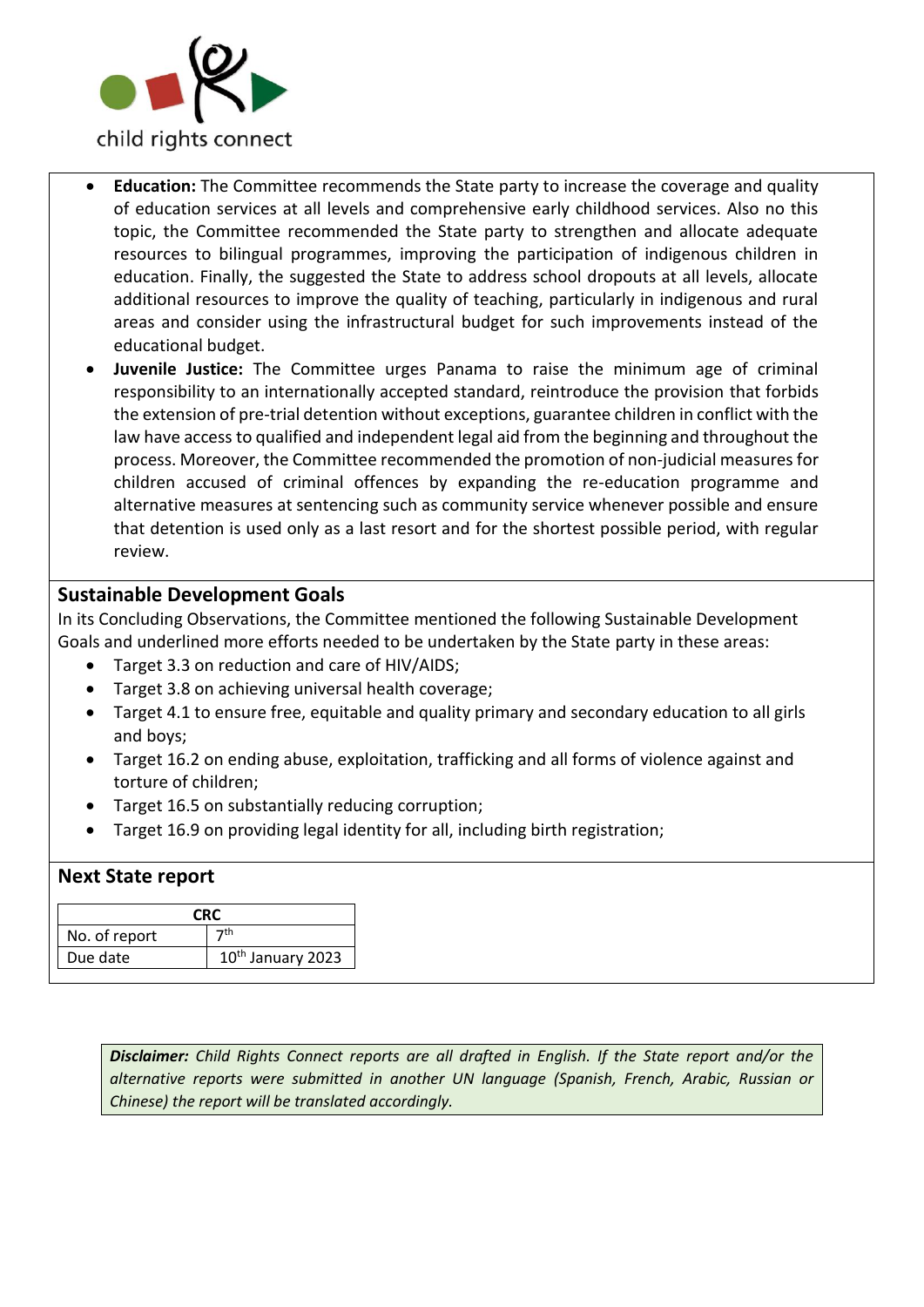- **Education:** The Committee recommends the State party to increase the coverage and quality of education services at all levels and comprehensive early childhood services. Also no this topic, the Committee recommended the State party to strengthen and allocate adequate resources to bilingual programmes, improving the participation of indigenous children in education. Finally, the suggested the State to address school dropouts at all levels, allocate additional resources to improve the quality of teaching, particularly in indigenous and rural areas and consider using the infrastructural budget for such improvements instead of the educational budget.
- **Juvenile Justice:** The Committee urges Panama to raise the minimum age of criminal responsibility to an internationally accepted standard, reintroduce the provision that forbids the extension of pre-trial detention without exceptions, guarantee children in conflict with the law have access to qualified and independent legal aid from the beginning and throughout the process. Moreover, the Committee recommended the promotion of non-judicial measures for children accused of criminal offences by expanding the re-education programme and alternative measures at sentencing such as community service whenever possible and ensure that detention is used only as a last resort and for the shortest possible period, with regular review.

## Sustainable Development Goals

In its Concluding Observations, the Committee mentioned the following Sustainable Development Goals and underlined more efforts needed to be undertaken by the State party in these areas:

- Target 3.3 on reduction and care of HIV/AIDS;
- Target 3.8 on achieving universal health coverage;
- Target 4.1 to ensure free, equitable and quality primary and secondary education to all girls and boys;
- Target 16.2 on ending abuse, exploitation, trafficking and all forms of violence against and torture of children;
- Target 16.5 on substantially reducing corruption;
- Target 16.9 on providing legal identity for all, including birth registration;

## Next State report

| CRC | |
|---|---|
| No. of report | 7th |
| Due date | 10th January 2023 |

***Disclaimer:*** *Child Rights Connect reports are all drafted in English. If the State report and/or the alternative reports were submitted in another UN language (Spanish, French, Arabic, Russian or Chinese) the report will be translated accordingly.*